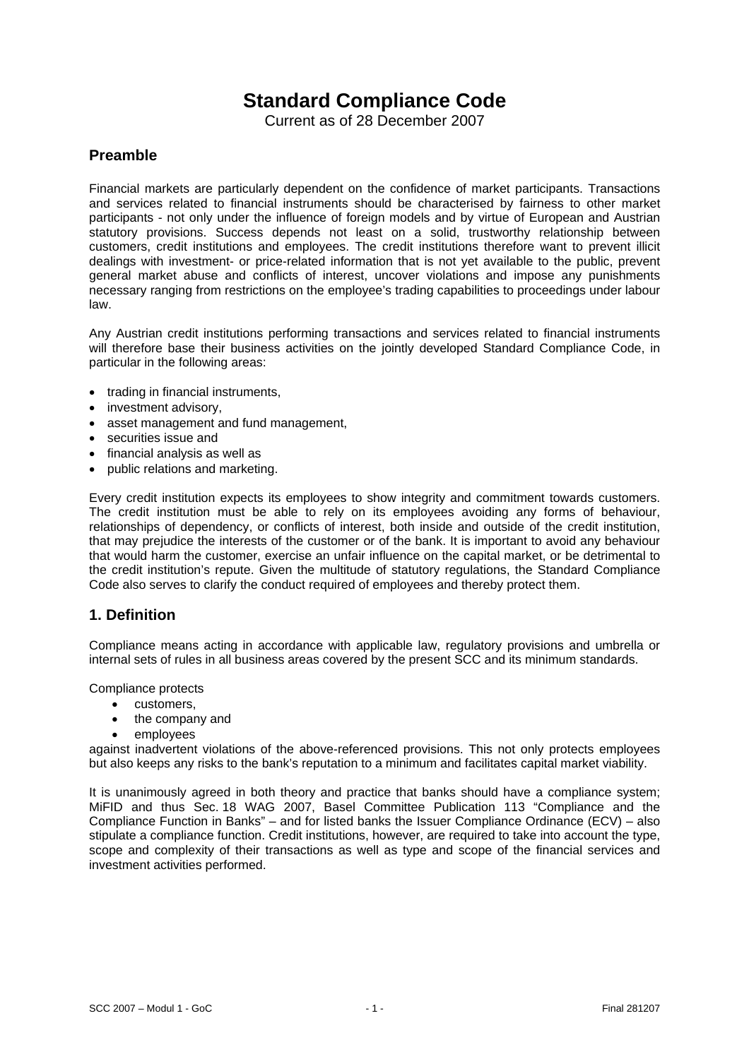# Standard Compliance Code

Current as of 28 December 2007

## Preamble

Financial markets are particularly dependent on the confidence of market participants. Transactions and services related to financial instruments should be characterised by fairness to other market participants - not only under the influence of foreign models and by virtue of European and Austrian statutory provisions. Success depends not least on a solid, trustworthy relationship between customers, credit institutions and employees. The credit institutions therefore want to prevent illicit dealings with investment- or price-related information that is not yet available to the public, prevent general market abuse and conflicts of interest, uncover violations and impose any punishments necessary ranging from restrictions on the employee's trading capabilities to proceedings under labour law.

Any Austrian credit institutions performing transactions and services related to financial instruments will therefore base their business activities on the jointly developed Standard Compliance Code, in particular in the following areas:

- trading in financial instruments,
- investment advisory,
- asset management and fund management,
- securities issue and
- financial analysis as well as
- public relations and marketing.

Every credit institution expects its employees to show integrity and commitment towards customers. The credit institution must be able to rely on its employees avoiding any forms of behaviour, relationships of dependency, or conflicts of interest, both inside and outside of the credit institution, that may prejudice the interests of the customer or of the bank. It is important to avoid any behaviour that would harm the customer, exercise an unfair influence on the capital market, or be detrimental to the credit institution's repute. Given the multitude of statutory regulations, the Standard Compliance Code also serves to clarify the conduct required of employees and thereby protect them.

## 1. Definition

Compliance means acting in accordance with applicable law, regulatory provisions and umbrella or internal sets of rules in all business areas covered by the present SCC and its minimum standards.

Compliance protects

- customers,
- the company and
- employees

against inadvertent violations of the above-referenced provisions. This not only protects employees but also keeps any risks to the bank's reputation to a minimum and facilitates capital market viability.

It is unanimously agreed in both theory and practice that banks should have a compliance system; MiFID and thus Sec. 18 WAG 2007, Basel Committee Publication 113 "Compliance and the Compliance Function in Banks" – and for listed banks the Issuer Compliance Ordinance (ECV) – also stipulate a compliance function. Credit institutions, however, are required to take into account the type, scope and complexity of their transactions as well as type and scope of the financial services and investment activities performed.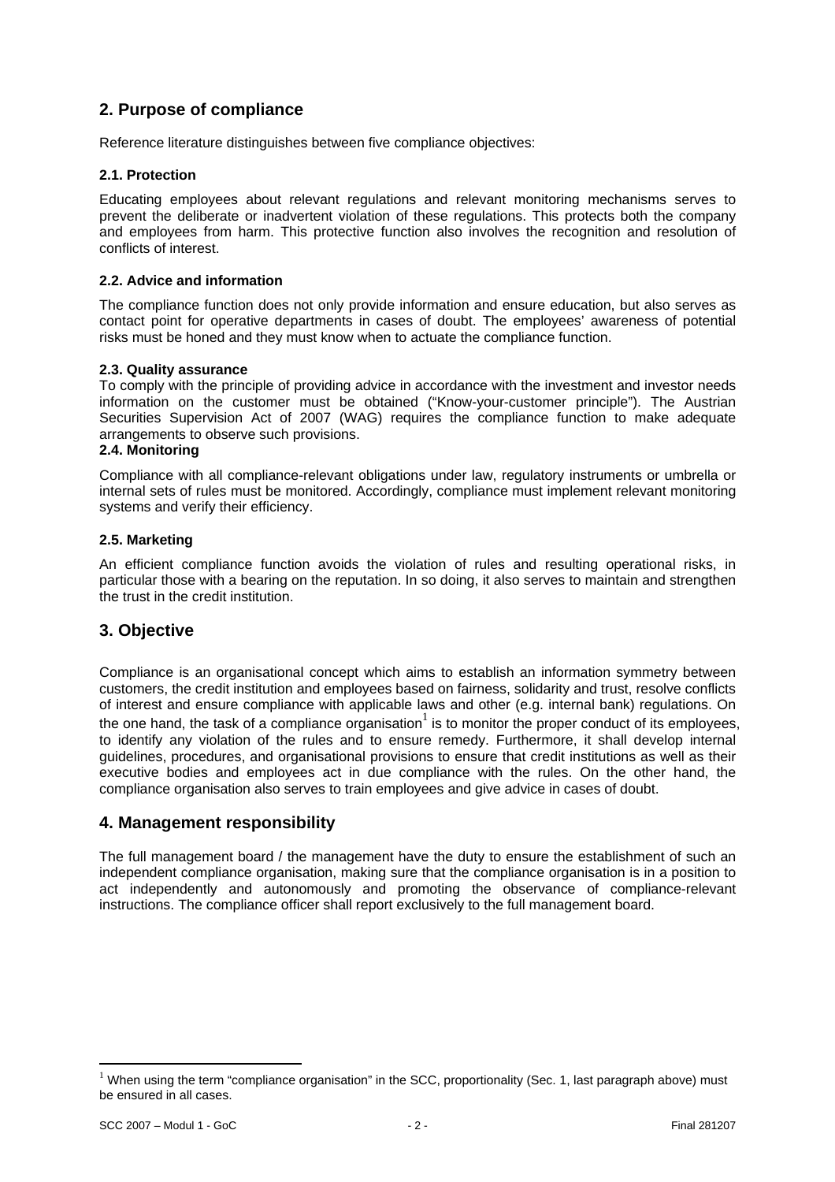## 2. Purpose of compliance

Reference literature distinguishes between five compliance objectives:

### 2.1. Protection

Educating employees about relevant regulations and relevant monitoring mechanisms serves to prevent the deliberate or inadvertent violation of these regulations. This protects both the company and employees from harm. This protective function also involves the recognition and resolution of conflicts of interest.

### 2.2. Advice and information

The compliance function does not only provide information and ensure education, but also serves as contact point for operative departments in cases of doubt. The employees' awareness of potential risks must be honed and they must know when to actuate the compliance function.

### 2.3. Quality assurance

To comply with the principle of providing advice in accordance with the investment and investor needs information on the customer must be obtained ("Know-your-customer principle"). The Austrian Securities Supervision Act of 2007 (WAG) requires the compliance function to make adequate arrangements to observe such provisions.

### 2.4. Monitoring

Compliance with all compliance-relevant obligations under law, regulatory instruments or umbrella or internal sets of rules must be monitored. Accordingly, compliance must implement relevant monitoring systems and verify their efficiency.

### 2.5. Marketing

An efficient compliance function avoids the violation of rules and resulting operational risks, in particular those with a bearing on the reputation. In so doing, it also serves to maintain and strengthen the trust in the credit institution.

## 3. Objective

Compliance is an organisational concept which aims to establish an information symmetry between customers, the credit institution and employees based on fairness, solidarity and trust, resolve conflicts of interest and ensure compliance with applicable laws and other (e.g. internal bank) regulations. On the one hand, the task of a compliance organisation[1] is to monitor the proper conduct of its employees, to identify any violation of the rules and to ensure remedy. Furthermore, it shall develop internal guidelines, procedures, and organisational provisions to ensure that credit institutions as well as their executive bodies and employees act in due compliance with the rules. On the other hand, the compliance organisation also serves to train employees and give advice in cases of doubt.

## 4. Management responsibility

The full management board / the management have the duty to ensure the establishment of such an independent compliance organisation, making sure that the compliance organisation is in a position to act independently and autonomously and promoting the observance of compliance-relevant instructions. The compliance officer shall report exclusively to the full management board.

---

[1] When using the term "compliance organisation" in the SCC, proportionality (Sec. 1, last paragraph above) must be ensured in all cases.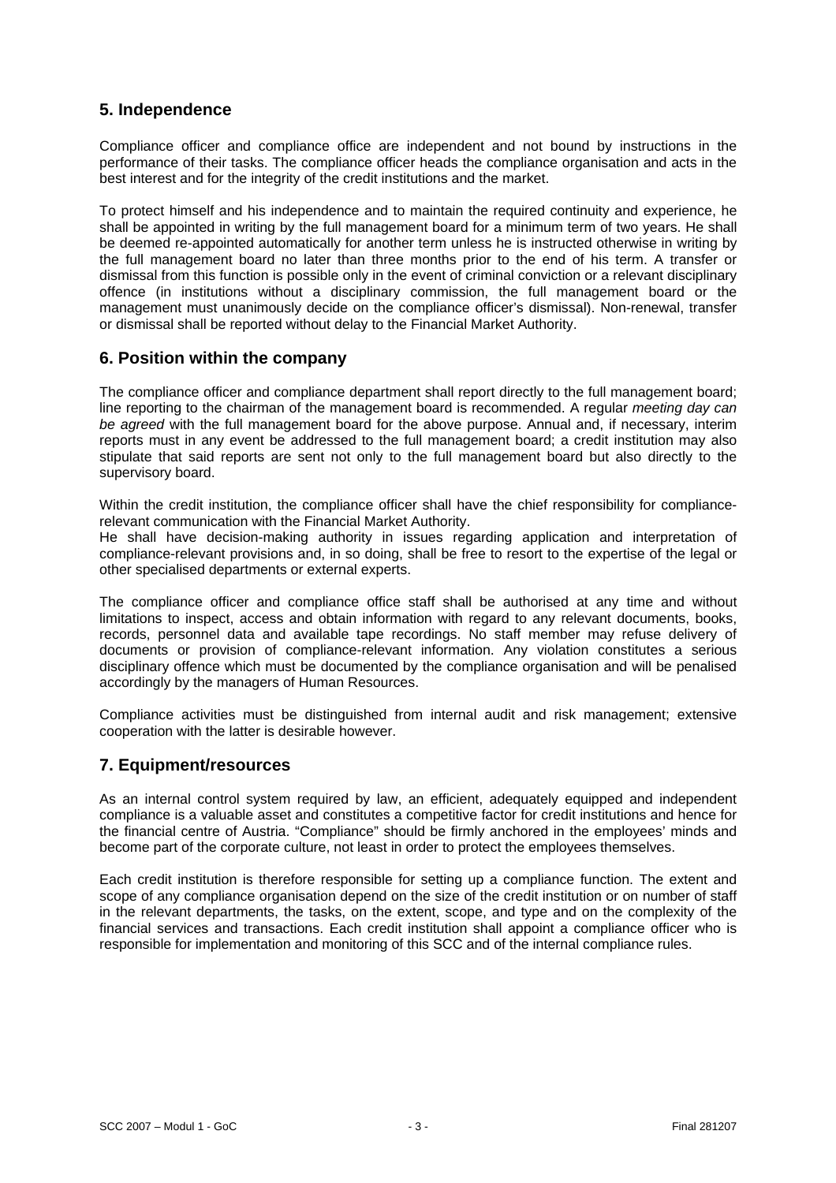## 5. Independence

Compliance officer and compliance office are independent and not bound by instructions in the performance of their tasks. The compliance officer heads the compliance organisation and acts in the best interest and for the integrity of the credit institutions and the market.

To protect himself and his independence and to maintain the required continuity and experience, he shall be appointed in writing by the full management board for a minimum term of two years. He shall be deemed re-appointed automatically for another term unless he is instructed otherwise in writing by the full management board no later than three months prior to the end of his term. A transfer or dismissal from this function is possible only in the event of criminal conviction or a relevant disciplinary offence (in institutions without a disciplinary commission, the full management board or the management must unanimously decide on the compliance officer's dismissal). Non-renewal, transfer or dismissal shall be reported without delay to the Financial Market Authority.

## 6. Position within the company

The compliance officer and compliance department shall report directly to the full management board; line reporting to the chairman of the management board is recommended. A regular *meeting day can be agreed* with the full management board for the above purpose. Annual and, if necessary, interim reports must in any event be addressed to the full management board; a credit institution may also stipulate that said reports are sent not only to the full management board but also directly to the supervisory board.

Within the credit institution, the compliance officer shall have the chief responsibility for compliance-relevant communication with the Financial Market Authority.
He shall have decision-making authority in issues regarding application and interpretation of compliance-relevant provisions and, in so doing, shall be free to resort to the expertise of the legal or other specialised departments or external experts.

The compliance officer and compliance office staff shall be authorised at any time and without limitations to inspect, access and obtain information with regard to any relevant documents, books, records, personnel data and available tape recordings. No staff member may refuse delivery of documents or provision of compliance-relevant information. Any violation constitutes a serious disciplinary offence which must be documented by the compliance organisation and will be penalised accordingly by the managers of Human Resources.

Compliance activities must be distinguished from internal audit and risk management; extensive cooperation with the latter is desirable however.

## 7. Equipment/resources

As an internal control system required by law, an efficient, adequately equipped and independent compliance is a valuable asset and constitutes a competitive factor for credit institutions and hence for the financial centre of Austria. "Compliance" should be firmly anchored in the employees' minds and become part of the corporate culture, not least in order to protect the employees themselves.

Each credit institution is therefore responsible for setting up a compliance function. The extent and scope of any compliance organisation depend on the size of the credit institution or on number of staff in the relevant departments, the tasks, on the extent, scope, and type and on the complexity of the financial services and transactions. Each credit institution shall appoint a compliance officer who is responsible for implementation and monitoring of this SCC and of the internal compliance rules.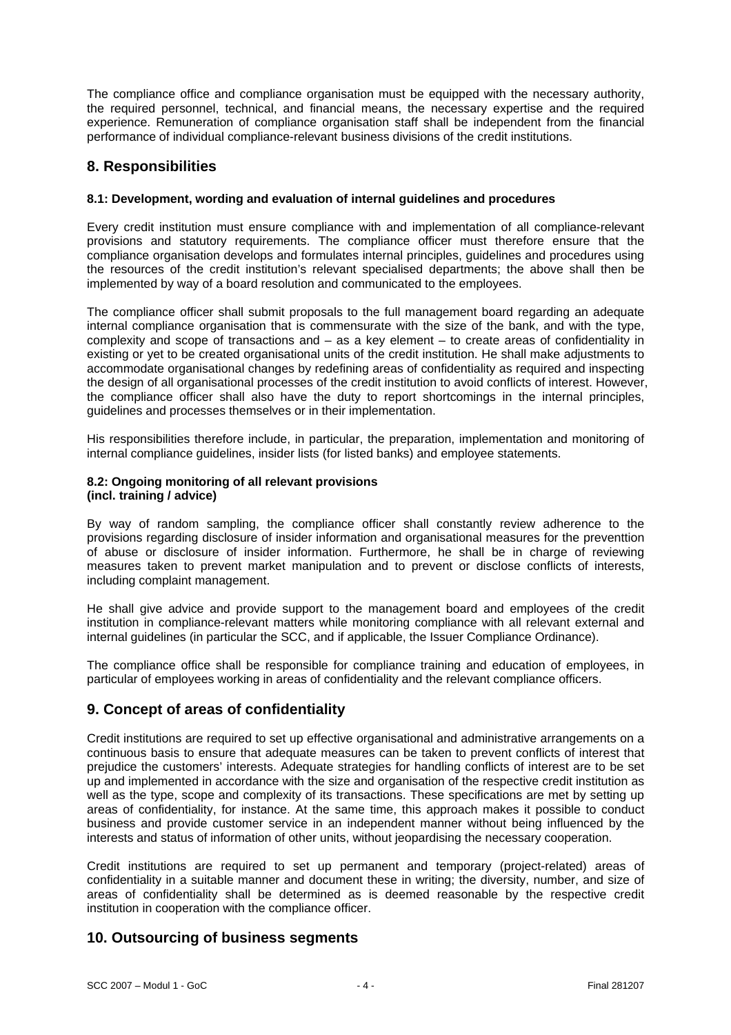The compliance office and compliance organisation must be equipped with the necessary authority, the required personnel, technical, and financial means, the necessary expertise and the required experience. Remuneration of compliance organisation staff shall be independent from the financial performance of individual compliance-relevant business divisions of the credit institutions.

## 8. Responsibilities

#### 8.1: Development, wording and evaluation of internal guidelines and procedures

Every credit institution must ensure compliance with and implementation of all compliance-relevant provisions and statutory requirements. The compliance officer must therefore ensure that the compliance organisation develops and formulates internal principles, guidelines and procedures using the resources of the credit institution's relevant specialised departments; the above shall then be implemented by way of a board resolution and communicated to the employees.

The compliance officer shall submit proposals to the full management board regarding an adequate internal compliance organisation that is commensurate with the size of the bank, and with the type, complexity and scope of transactions and – as a key element – to create areas of confidentiality in existing or yet to be created organisational units of the credit institution. He shall make adjustments to accommodate organisational changes by redefining areas of confidentiality as required and inspecting the design of all organisational processes of the credit institution to avoid conflicts of interest. However, the compliance officer shall also have the duty to report shortcomings in the internal principles, guidelines and processes themselves or in their implementation.

His responsibilities therefore include, in particular, the preparation, implementation and monitoring of internal compliance guidelines, insider lists (for listed banks) and employee statements.

#### 8.2: Ongoing monitoring of all relevant provisions (incl. training / advice)

By way of random sampling, the compliance officer shall constantly review adherence to the provisions regarding disclosure of insider information and organisational measures for the preventtion of abuse or disclosure of insider information. Furthermore, he shall be in charge of reviewing measures taken to prevent market manipulation and to prevent or disclose conflicts of interests, including complaint management.

He shall give advice and provide support to the management board and employees of the credit institution in compliance-relevant matters while monitoring compliance with all relevant external and internal guidelines (in particular the SCC, and if applicable, the Issuer Compliance Ordinance).

The compliance office shall be responsible for compliance training and education of employees, in particular of employees working in areas of confidentiality and the relevant compliance officers.

## 9. Concept of areas of confidentiality

Credit institutions are required to set up effective organisational and administrative arrangements on a continuous basis to ensure that adequate measures can be taken to prevent conflicts of interest that prejudice the customers' interests. Adequate strategies for handling conflicts of interest are to be set up and implemented in accordance with the size and organisation of the respective credit institution as well as the type, scope and complexity of its transactions. These specifications are met by setting up areas of confidentiality, for instance. At the same time, this approach makes it possible to conduct business and provide customer service in an independent manner without being influenced by the interests and status of information of other units, without jeopardising the necessary cooperation.

Credit institutions are required to set up permanent and temporary (project-related) areas of confidentiality in a suitable manner and document these in writing; the diversity, number, and size of areas of confidentiality shall be determined as is deemed reasonable by the respective credit institution in cooperation with the compliance officer.

## 10. Outsourcing of business segments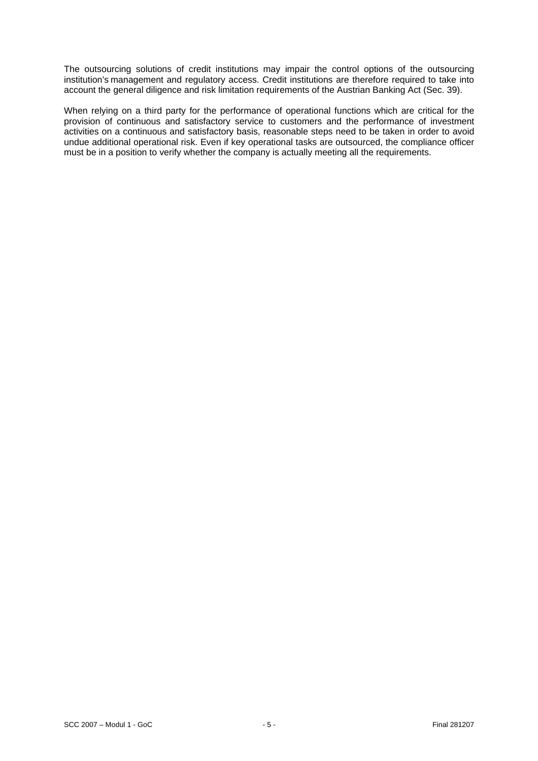The outsourcing solutions of credit institutions may impair the control options of the outsourcing institution's management and regulatory access. Credit institutions are therefore required to take into account the general diligence and risk limitation requirements of the Austrian Banking Act (Sec. 39).

When relying on a third party for the performance of operational functions which are critical for the provision of continuous and satisfactory service to customers and the performance of investment activities on a continuous and satisfactory basis, reasonable steps need to be taken in order to avoid undue additional operational risk. Even if key operational tasks are outsourced, the compliance officer must be in a position to verify whether the company is actually meeting all the requirements.